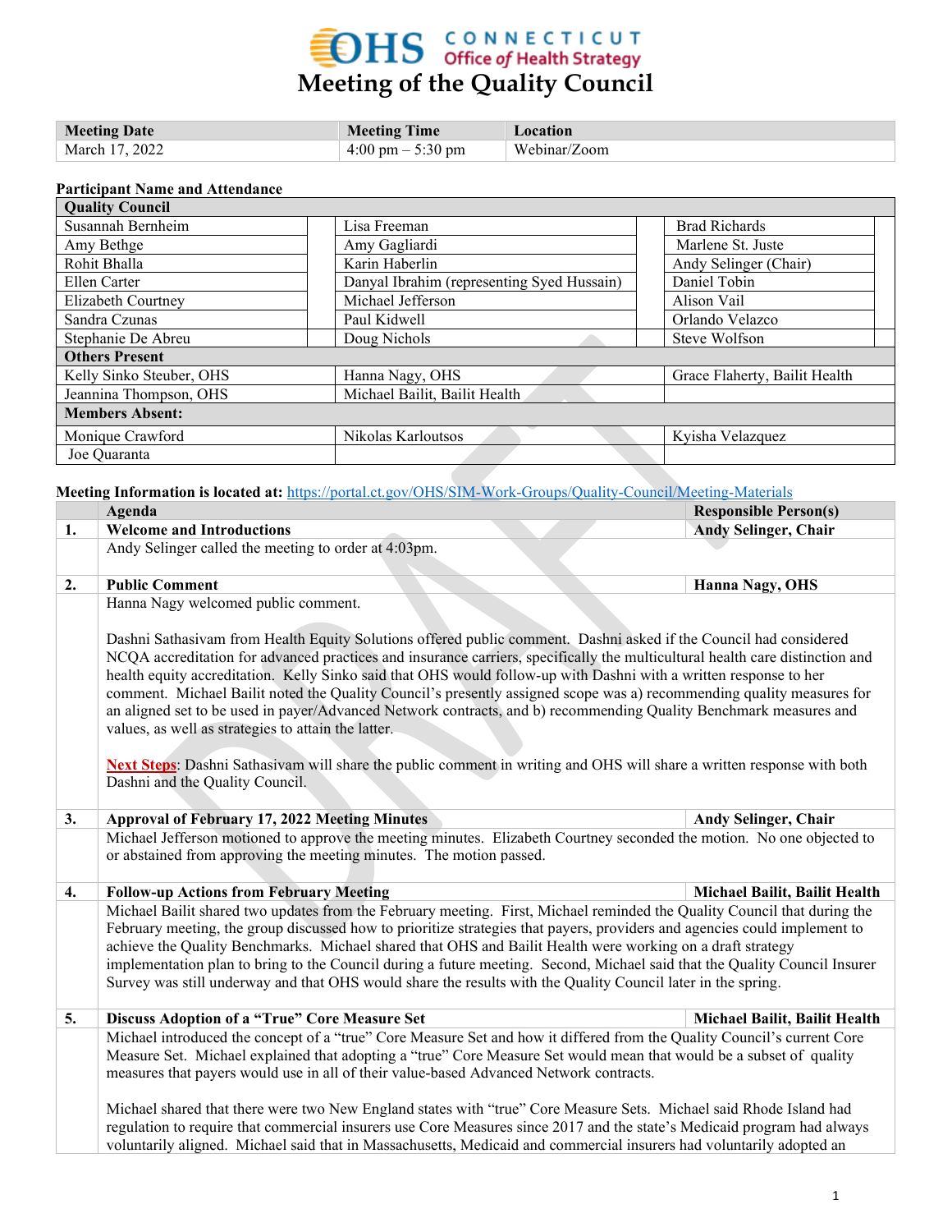# Meeting of the Quality Council

CONNECTICUT Office of Health Strategy

| Meeting Date | Meeting Time | Location |
|---|---|---|
| March 17, 2022 | 4:00 pm – 5:30 pm | Webinar/Zoom |

**Participant Name and Attendance**

| **Quality Council** | | | | | |
|---|---|---|---|---|---|
| Susannah Bernheim | | Lisa Freeman | | Brad Richards | |
| Amy Bethge | | Amy Gagliardi | | Marlene St. Juste | |
| Rohit Bhalla | | Karin Haberlin | | Andy Selinger (Chair) | |
| Ellen Carter | | Danyal Ibrahim (representing Syed Hussain) | | Daniel Tobin | |
| Elizabeth Courtney | | Michael Jefferson | | Alison Vail | |
| Sandra Czunas | | Paul Kidwell | | Orlando Velazco | |
| Stephanie De Abreu | | Doug Nichols | | Steve Wolfson | |
| **Others Present** | | | | | |
| Kelly Sinko Steuber, OHS | | Hanna Nagy, OHS | | Grace Flaherty, Bailit Health | |
| Jeannina Thompson, OHS | | Michael Bailit, Bailit Health | | | |
| **Members Absent:** | | | | | |
| Monique Crawford | | Nikolas Karloutsos | | Kyisha Velazquez | |
| Joe Quaranta | | | | | |

**Meeting Information is located at:** https://portal.ct.gov/OHS/SIM-Work-Groups/Quality-Council/Meeting-Materials

| | Agenda | Responsible Person(s) |
|---|---|---|
| **1.** | **Welcome and Introductions** | **Andy Selinger, Chair** |
| | Andy Selinger called the meeting to order at 4:03pm. | |
| **2.** | **Public Comment** | **Hanna Nagy, OHS** |
| | Hanna Nagy welcomed public comment.<br><br>Dashni Sathasivam from Health Equity Solutions offered public comment. Dashni asked if the Council had considered NCQA accreditation for advanced practices and insurance carriers, specifically the multicultural health care distinction and health equity accreditation. Kelly Sinko said that OHS would follow-up with Dashni with a written response to her comment. Michael Bailit noted the Quality Council's presently assigned scope was a) recommending quality measures for an aligned set to be used in payer/Advanced Network contracts, and b) recommending Quality Benchmark measures and values, as well as strategies to attain the latter.<br><br>**Next Steps**: Dashni Sathasivam will share the public comment in writing and OHS will share a written response with both Dashni and the Quality Council. | |
| **3.** | **Approval of February 17, 2022 Meeting Minutes** | **Andy Selinger, Chair** |
| | Michael Jefferson motioned to approve the meeting minutes. Elizabeth Courtney seconded the motion. No one objected to or abstained from approving the meeting minutes. The motion passed. | |
| **4.** | **Follow-up Actions from February Meeting** | **Michael Bailit, Bailit Health** |
| | Michael Bailit shared two updates from the February meeting. First, Michael reminded the Quality Council that during the February meeting, the group discussed how to prioritize strategies that payers, providers and agencies could implement to achieve the Quality Benchmarks. Michael shared that OHS and Bailit Health were working on a draft strategy implementation plan to bring to the Council during a future meeting. Second, Michael said that the Quality Council Insurer Survey was still underway and that OHS would share the results with the Quality Council later in the spring. | |
| **5.** | **Discuss Adoption of a "True" Core Measure Set** | **Michael Bailit, Bailit Health** |
| | Michael introduced the concept of a "true" Core Measure Set and how it differed from the Quality Council's current Core Measure Set. Michael explained that adopting a "true" Core Measure Set would mean that would be a subset of quality measures that payers would use in all of their value-based Advanced Network contracts.<br><br>Michael shared that there were two New England states with "true" Core Measure Sets. Michael said Rhode Island had regulation to require that commercial insurers use Core Measures since 2017 and the state's Medicaid program had always voluntarily aligned. Michael said that in Massachusetts, Medicaid and commercial insurers had voluntarily adopted an | |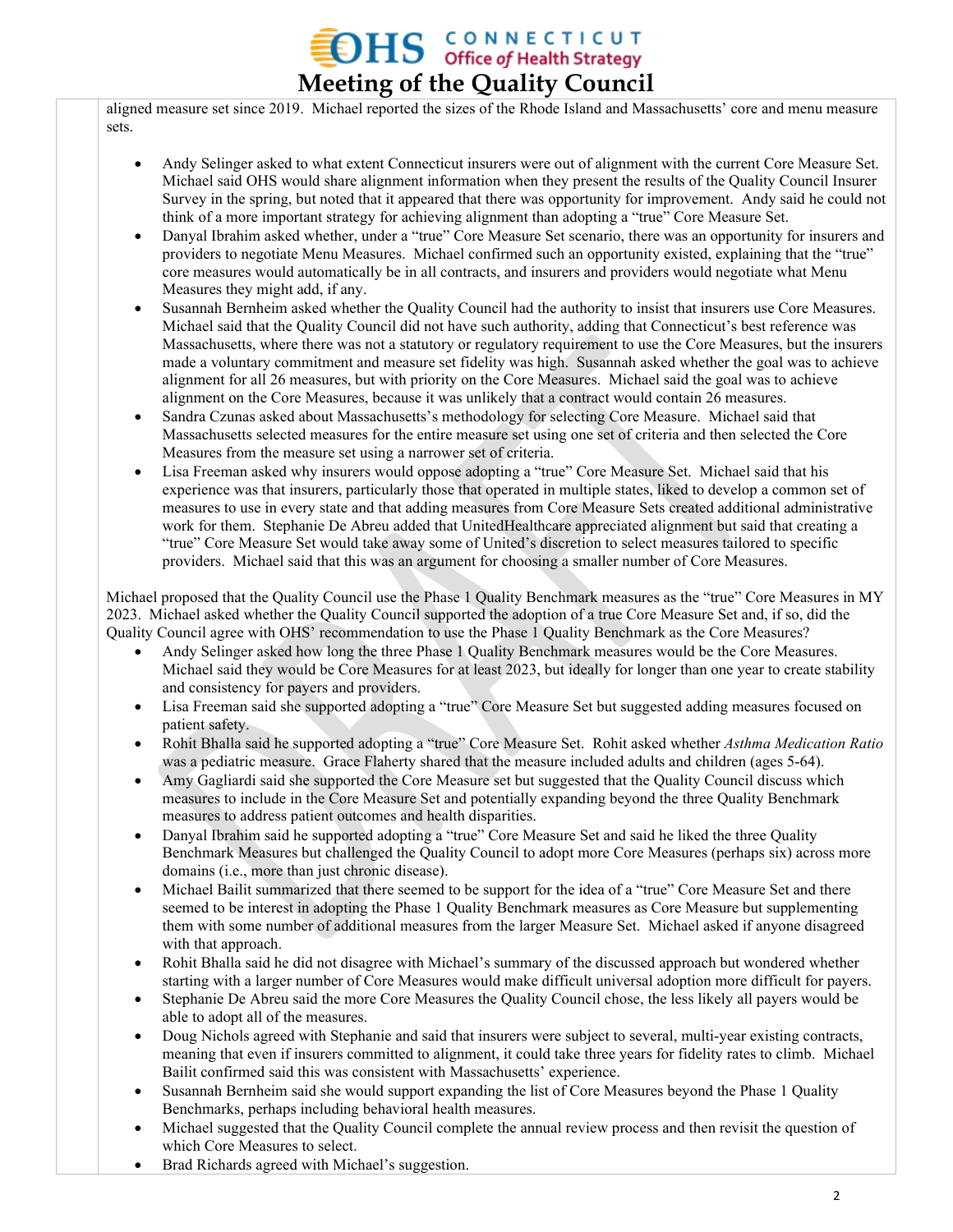aligned measure set since 2019. Michael reported the sizes of the Rhode Island and Massachusetts' core and menu measure sets.

- Andy Selinger asked to what extent Connecticut insurers were out of alignment with the current Core Measure Set. Michael said OHS would share alignment information when they present the results of the Quality Council Insurer Survey in the spring, but noted that it appeared that there was opportunity for improvement. Andy said he could not think of a more important strategy for achieving alignment than adopting a "true" Core Measure Set.
- Danyal Ibrahim asked whether, under a "true" Core Measure Set scenario, there was an opportunity for insurers and providers to negotiate Menu Measures. Michael confirmed such an opportunity existed, explaining that the "true" core measures would automatically be in all contracts, and insurers and providers would negotiate what Menu Measures they might add, if any.
- Susannah Bernheim asked whether the Quality Council had the authority to insist that insurers use Core Measures. Michael said that the Quality Council did not have such authority, adding that Connecticut's best reference was Massachusetts, where there was not a statutory or regulatory requirement to use the Core Measures, but the insurers made a voluntary commitment and measure set fidelity was high. Susannah asked whether the goal was to achieve alignment for all 26 measures, but with priority on the Core Measures. Michael said the goal was to achieve alignment on the Core Measures, because it was unlikely that a contract would contain 26 measures.
- Sandra Czunas asked about Massachusetts's methodology for selecting Core Measure. Michael said that Massachusetts selected measures for the entire measure set using one set of criteria and then selected the Core Measures from the measure set using a narrower set of criteria.
- Lisa Freeman asked why insurers would oppose adopting a "true" Core Measure Set. Michael said that his experience was that insurers, particularly those that operated in multiple states, liked to develop a common set of measures to use in every state and that adding measures from Core Measure Sets created additional administrative work for them. Stephanie De Abreu added that UnitedHealthcare appreciated alignment but said that creating a "true" Core Measure Set would take away some of United's discretion to select measures tailored to specific providers. Michael said that this was an argument for choosing a smaller number of Core Measures.

Michael proposed that the Quality Council use the Phase 1 Quality Benchmark measures as the "true" Core Measures in MY 2023. Michael asked whether the Quality Council supported the adoption of a true Core Measure Set and, if so, did the Quality Council agree with OHS' recommendation to use the Phase 1 Quality Benchmark as the Core Measures?

- Andy Selinger asked how long the three Phase 1 Quality Benchmark measures would be the Core Measures. Michael said they would be Core Measures for at least 2023, but ideally for longer than one year to create stability and consistency for payers and providers.
- Lisa Freeman said she supported adopting a "true" Core Measure Set but suggested adding measures focused on patient safety.
- Rohit Bhalla said he supported adopting a "true" Core Measure Set. Rohit asked whether *Asthma Medication Ratio* was a pediatric measure. Grace Flaherty shared that the measure included adults and children (ages 5-64).
- Amy Gagliardi said she supported the Core Measure set but suggested that the Quality Council discuss which measures to include in the Core Measure Set and potentially expanding beyond the three Quality Benchmark measures to address patient outcomes and health disparities.
- Danyal Ibrahim said he supported adopting a "true" Core Measure Set and said he liked the three Quality Benchmark Measures but challenged the Quality Council to adopt more Core Measures (perhaps six) across more domains (i.e., more than just chronic disease).
- Michael Bailit summarized that there seemed to be support for the idea of a "true" Core Measure Set and there seemed to be interest in adopting the Phase 1 Quality Benchmark measures as Core Measure but supplementing them with some number of additional measures from the larger Measure Set. Michael asked if anyone disagreed with that approach.
- Rohit Bhalla said he did not disagree with Michael's summary of the discussed approach but wondered whether starting with a larger number of Core Measures would make difficult universal adoption more difficult for payers.
- Stephanie De Abreu said the more Core Measures the Quality Council chose, the less likely all payers would be able to adopt all of the measures.
- Doug Nichols agreed with Stephanie and said that insurers were subject to several, multi-year existing contracts, meaning that even if insurers committed to alignment, it could take three years for fidelity rates to climb. Michael Bailit confirmed said this was consistent with Massachusetts' experience.
- Susannah Bernheim said she would support expanding the list of Core Measures beyond the Phase 1 Quality Benchmarks, perhaps including behavioral health measures.
- Michael suggested that the Quality Council complete the annual review process and then revisit the question of which Core Measures to select.
- Brad Richards agreed with Michael's suggestion.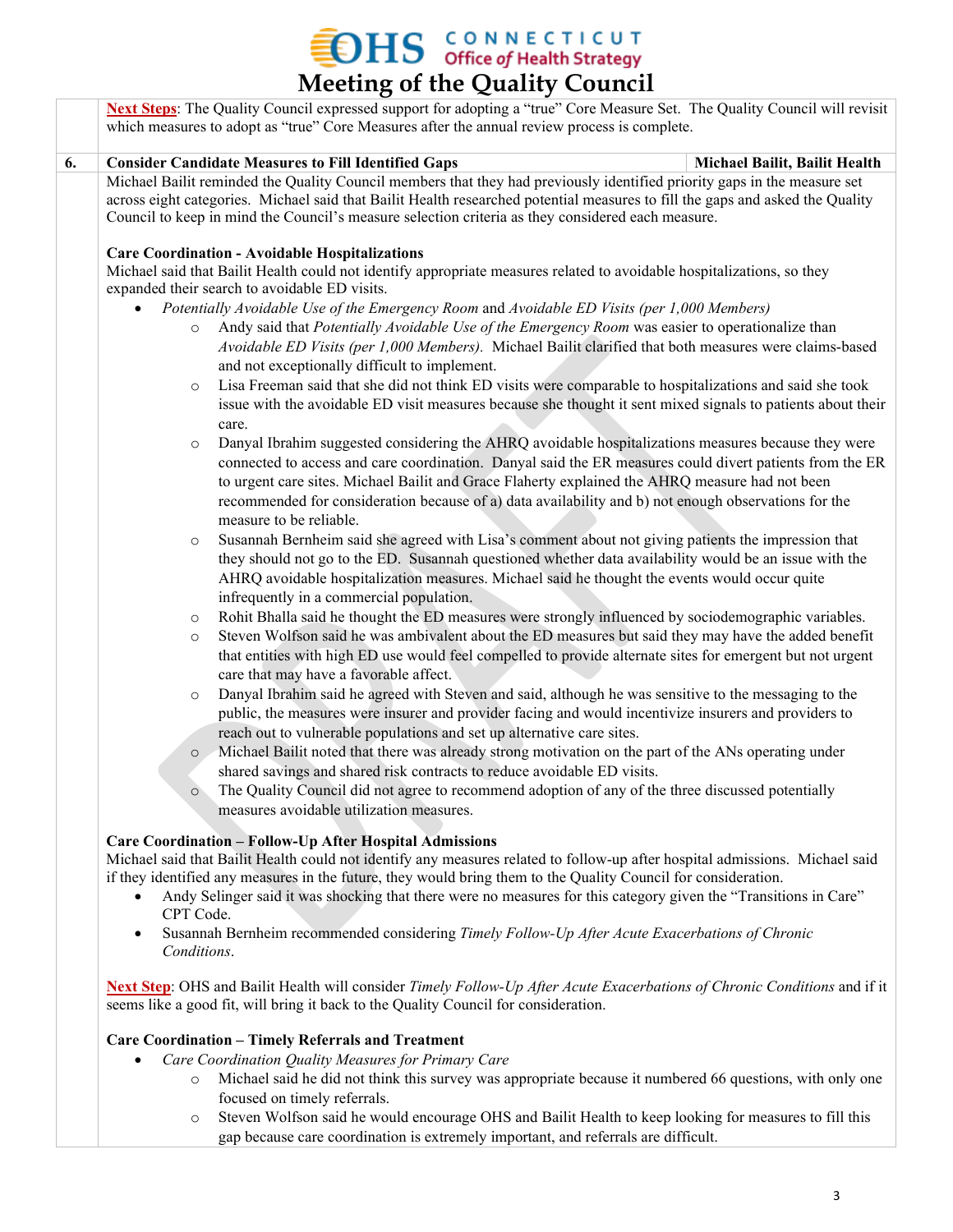**Next Steps**: The Quality Council expressed support for adopting a "true" Core Measure Set. The Quality Council will revisit which measures to adopt as "true" Core Measures after the annual review process is complete.

| 6. | **Consider Candidate Measures to Fill Identified Gaps** | **Michael Bailit, Bailit Health** |
|---|---|---|

Michael Bailit reminded the Quality Council members that they had previously identified priority gaps in the measure set across eight categories. Michael said that Bailit Health researched potential measures to fill the gaps and asked the Quality Council to keep in mind the Council's measure selection criteria as they considered each measure.

**Care Coordination - Avoidable Hospitalizations**

Michael said that Bailit Health could not identify appropriate measures related to avoidable hospitalizations, so they expanded their search to avoidable ED visits.

- *Potentially Avoidable Use of the Emergency Room* and *Avoidable ED Visits (per 1,000 Members)*
  - Andy said that *Potentially Avoidable Use of the Emergency Room* was easier to operationalize than *Avoidable ED Visits (per 1,000 Members)*. Michael Bailit clarified that both measures were claims-based and not exceptionally difficult to implement.
  - Lisa Freeman said that she did not think ED visits were comparable to hospitalizations and said she took issue with the avoidable ED visit measures because she thought it sent mixed signals to patients about their care.
  - Danyal Ibrahim suggested considering the AHRQ avoidable hospitalizations measures because they were connected to access and care coordination. Danyal said the ER measures could divert patients from the ER to urgent care sites. Michael Bailit and Grace Flaherty explained the AHRQ measure had not been recommended for consideration because of a) data availability and b) not enough observations for the measure to be reliable.
  - Susannah Bernheim said she agreed with Lisa's comment about not giving patients the impression that they should not go to the ED. Susannah questioned whether data availability would be an issue with the AHRQ avoidable hospitalization measures. Michael said he thought the events would occur quite infrequently in a commercial population.
  - Rohit Bhalla said he thought the ED measures were strongly influenced by sociodemographic variables.
  - Steven Wolfson said he was ambivalent about the ED measures but said they may have the added benefit that entities with high ED use would feel compelled to provide alternate sites for emergent but not urgent care that may have a favorable affect.
  - Danyal Ibrahim said he agreed with Steven and said, although he was sensitive to the messaging to the public, the measures were insurer and provider facing and would incentivize insurers and providers to reach out to vulnerable populations and set up alternative care sites.
  - Michael Bailit noted that there was already strong motivation on the part of the ANs operating under shared savings and shared risk contracts to reduce avoidable ED visits.
  - The Quality Council did not agree to recommend adoption of any of the three discussed potentially measures avoidable utilization measures.

**Care Coordination – Follow-Up After Hospital Admissions**

Michael said that Bailit Health could not identify any measures related to follow-up after hospital admissions. Michael said if they identified any measures in the future, they would bring them to the Quality Council for consideration.

- Andy Selinger said it was shocking that there were no measures for this category given the "Transitions in Care" CPT Code.
- Susannah Bernheim recommended considering *Timely Follow-Up After Acute Exacerbations of Chronic Conditions*.

**Next Step**: OHS and Bailit Health will consider *Timely Follow-Up After Acute Exacerbations of Chronic Conditions* and if it seems like a good fit, will bring it back to the Quality Council for consideration.

**Care Coordination – Timely Referrals and Treatment**

- *Care Coordination Quality Measures for Primary Care*
  - Michael said he did not think this survey was appropriate because it numbered 66 questions, with only one focused on timely referrals.
  - Steven Wolfson said he would encourage OHS and Bailit Health to keep looking for measures to fill this gap because care coordination is extremely important, and referrals are difficult.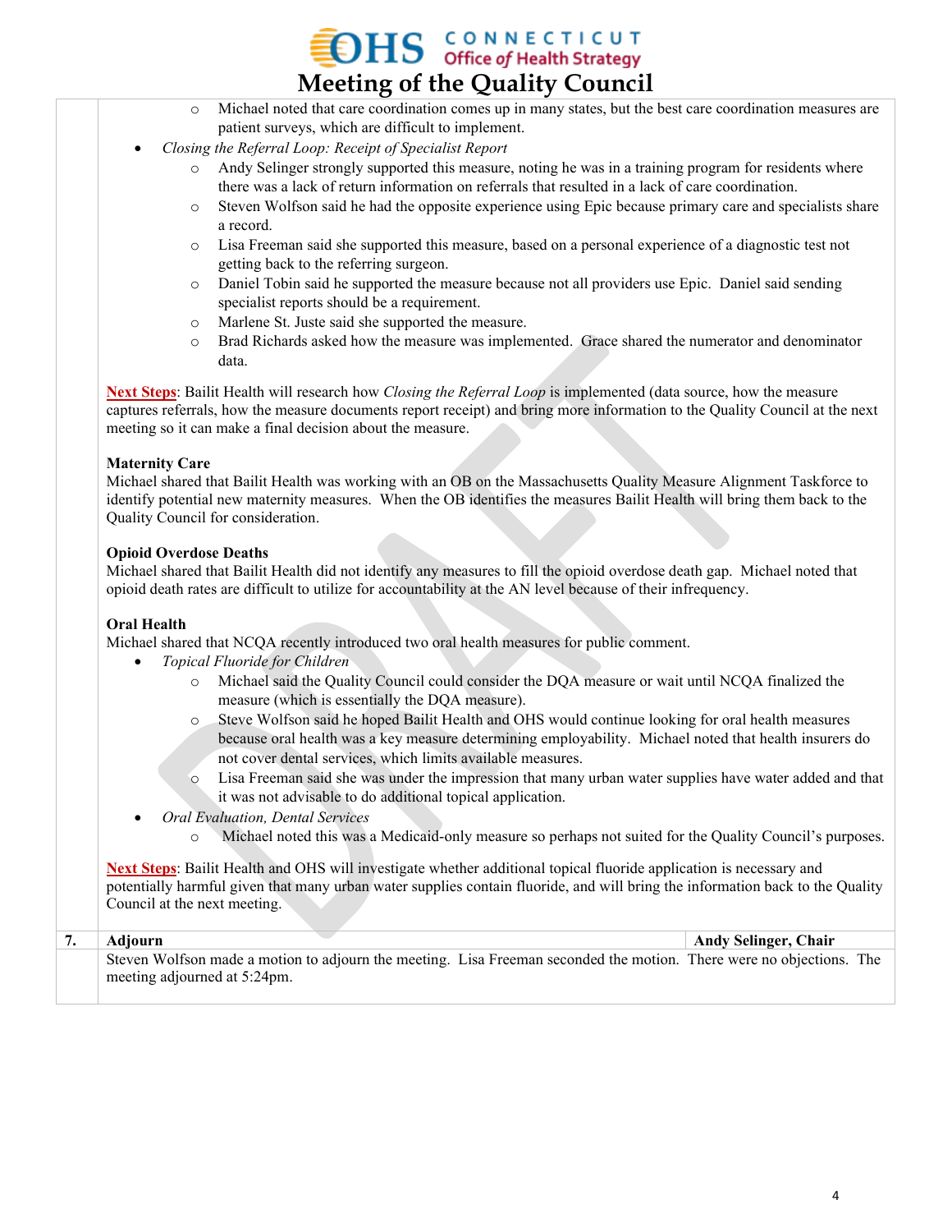- Michael noted that care coordination comes up in many states, but the best care coordination measures are patient surveys, which are difficult to implement.
- *Closing the Referral Loop: Receipt of Specialist Report*
  - Andy Selinger strongly supported this measure, noting he was in a training program for residents where there was a lack of return information on referrals that resulted in a lack of care coordination.
  - Steven Wolfson said he had the opposite experience using Epic because primary care and specialists share a record.
  - Lisa Freeman said she supported this measure, based on a personal experience of a diagnostic test not getting back to the referring surgeon.
  - Daniel Tobin said he supported the measure because not all providers use Epic. Daniel said sending specialist reports should be a requirement.
  - Marlene St. Juste said she supported the measure.
  - Brad Richards asked how the measure was implemented. Grace shared the numerator and denominator data.

**Next Steps**: Bailit Health will research how *Closing the Referral Loop* is implemented (data source, how the measure captures referrals, how the measure documents report receipt) and bring more information to the Quality Council at the next meeting so it can make a final decision about the measure.

**Maternity Care**

Michael shared that Bailit Health was working with an OB on the Massachusetts Quality Measure Alignment Taskforce to identify potential new maternity measures. When the OB identifies the measures Bailit Health will bring them back to the Quality Council for consideration.

**Opioid Overdose Deaths**

Michael shared that Bailit Health did not identify any measures to fill the opioid overdose death gap. Michael noted that opioid death rates are difficult to utilize for accountability at the AN level because of their infrequency.

**Oral Health**

Michael shared that NCQA recently introduced two oral health measures for public comment.

- *Topical Fluoride for Children*
  - Michael said the Quality Council could consider the DQA measure or wait until NCQA finalized the measure (which is essentially the DQA measure).
  - Steve Wolfson said he hoped Bailit Health and OHS would continue looking for oral health measures because oral health was a key measure determining employability. Michael noted that health insurers do not cover dental services, which limits available measures.
  - Lisa Freeman said she was under the impression that many urban water supplies have water added and that it was not advisable to do additional topical application.
- *Oral Evaluation, Dental Services*
  - Michael noted this was a Medicaid-only measure so perhaps not suited for the Quality Council's purposes.

**Next Steps**: Bailit Health and OHS will investigate whether additional topical fluoride application is necessary and potentially harmful given that many urban water supplies contain fluoride, and will bring the information back to the Quality Council at the next meeting.

| 7. | Adjourn | Andy Selinger, Chair |
|---|---|---|
| | Steven Wolfson made a motion to adjourn the meeting. Lisa Freeman seconded the motion. There were no objections. The meeting adjourned at 5:24pm. | |